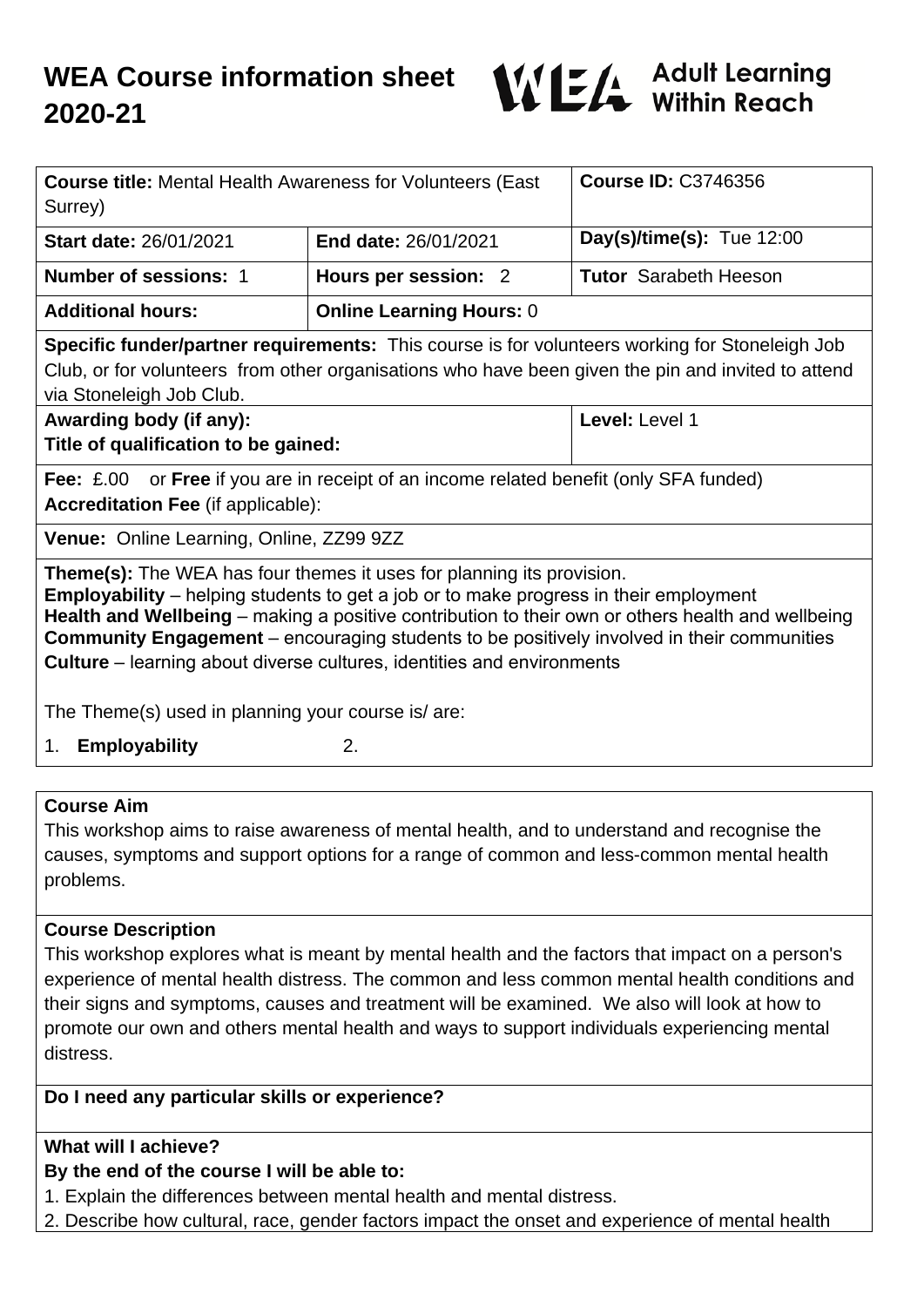# WEA Course information sheet 2020-21

WEA Adult Learning Within Reach

| **Course title:** Mental Health Awareness for Volunteers (East Surrey) | | **Course ID:** C3746356 |
|---|---|---|
| **Start date:** 26/01/2021 | **End date:** 26/01/2021 | **Day(s)/time(s):** Tue 12:00 |
| **Number of sessions:** 1 | **Hours per session:** 2 | **Tutor** Sarabeth Heeson |
| **Additional hours:** | **Online Learning Hours:** 0 | |

**Specific funder/partner requirements:** This course is for volunteers working for Stoneleigh Job Club, or for volunteers from other organisations who have been given the pin and invited to attend via Stoneleigh Job Club.

| **Awarding body (if any):** **Title of qualification to be gained:** | **Level:** Level 1 |
|---|---|

**Fee:** £.00 or **Free** if you are in receipt of an income related benefit (only SFA funded)
**Accreditation Fee** (if applicable):

**Venue:** Online Learning, Online, ZZ99 9ZZ

**Theme(s):** The WEA has four themes it uses for planning its provision.
**Employability** – helping students to get a job or to make progress in their employment
**Health and Wellbeing** – making a positive contribution to their own or others health and wellbeing
**Community Engagement** – encouraging students to be positively involved in their communities
**Culture** – learning about diverse cultures, identities and environments

The Theme(s) used in planning your course is/ are:

1. **Employability** 2.

**Course Aim**
This workshop aims to raise awareness of mental health, and to understand and recognise the causes, symptoms and support options for a range of common and less-common mental health problems.

**Course Description**
This workshop explores what is meant by mental health and the factors that impact on a person's experience of mental health distress. The common and less common mental health conditions and their signs and symptoms, causes and treatment will be examined. We also will look at how to promote our own and others mental health and ways to support individuals experiencing mental distress.

**Do I need any particular skills or experience?**

**What will I achieve?**
**By the end of the course I will be able to:**
1. Explain the differences between mental health and mental distress.
2. Describe how cultural, race, gender factors impact the onset and experience of mental health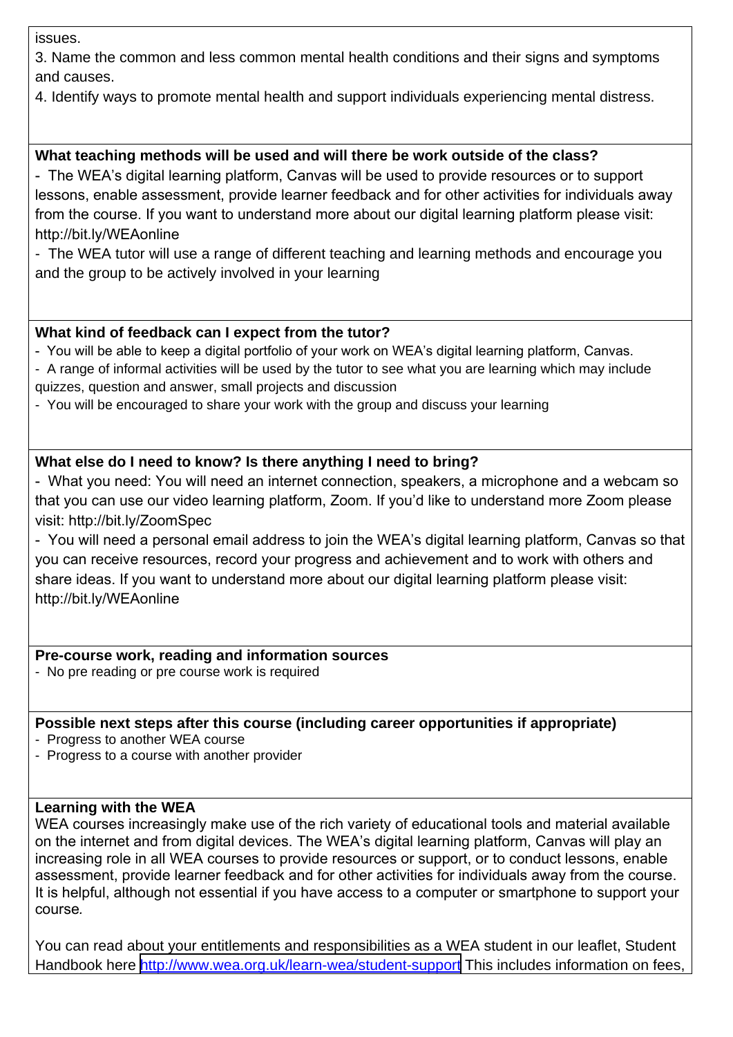issues.

3. Name the common and less common mental health conditions and their signs and symptoms and causes.

4. Identify ways to promote mental health and support individuals experiencing mental distress.

**What teaching methods will be used and will there be work outside of the class?**

- The WEA's digital learning platform, Canvas will be used to provide resources or to support lessons, enable assessment, provide learner feedback and for other activities for individuals away from the course. If you want to understand more about our digital learning platform please visit: http://bit.ly/WEAonline
- The WEA tutor will use a range of different teaching and learning methods and encourage you and the group to be actively involved in your learning

**What kind of feedback can I expect from the tutor?**

- You will be able to keep a digital portfolio of your work on WEA's digital learning platform, Canvas.
- A range of informal activities will be used by the tutor to see what you are learning which may include quizzes, question and answer, small projects and discussion
- You will be encouraged to share your work with the group and discuss your learning

**What else do I need to know? Is there anything I need to bring?**

- What you need: You will need an internet connection, speakers, a microphone and a webcam so that you can use our video learning platform, Zoom. If you'd like to understand more Zoom please visit: http://bit.ly/ZoomSpec
- You will need a personal email address to join the WEA's digital learning platform, Canvas so that you can receive resources, record your progress and achievement and to work with others and share ideas. If you want to understand more about our digital learning platform please visit: http://bit.ly/WEAonline

**Pre-course work, reading and information sources**

- No pre reading or pre course work is required

**Possible next steps after this course (including career opportunities if appropriate)**

- Progress to another WEA course
- Progress to a course with another provider

**Learning with the WEA**

WEA courses increasingly make use of the rich variety of educational tools and material available on the internet and from digital devices. The WEA's digital learning platform, Canvas will play an increasing role in all WEA courses to provide resources or support, or to conduct lessons, enable assessment, provide learner feedback and for other activities for individuals away from the course. It is helpful, although not essential if you have access to a computer or smartphone to support your course.

You can read about your entitlements and responsibilities as a WEA student in our leaflet, Student Handbook here http://www.wea.org.uk/learn-wea/student-support This includes information on fees,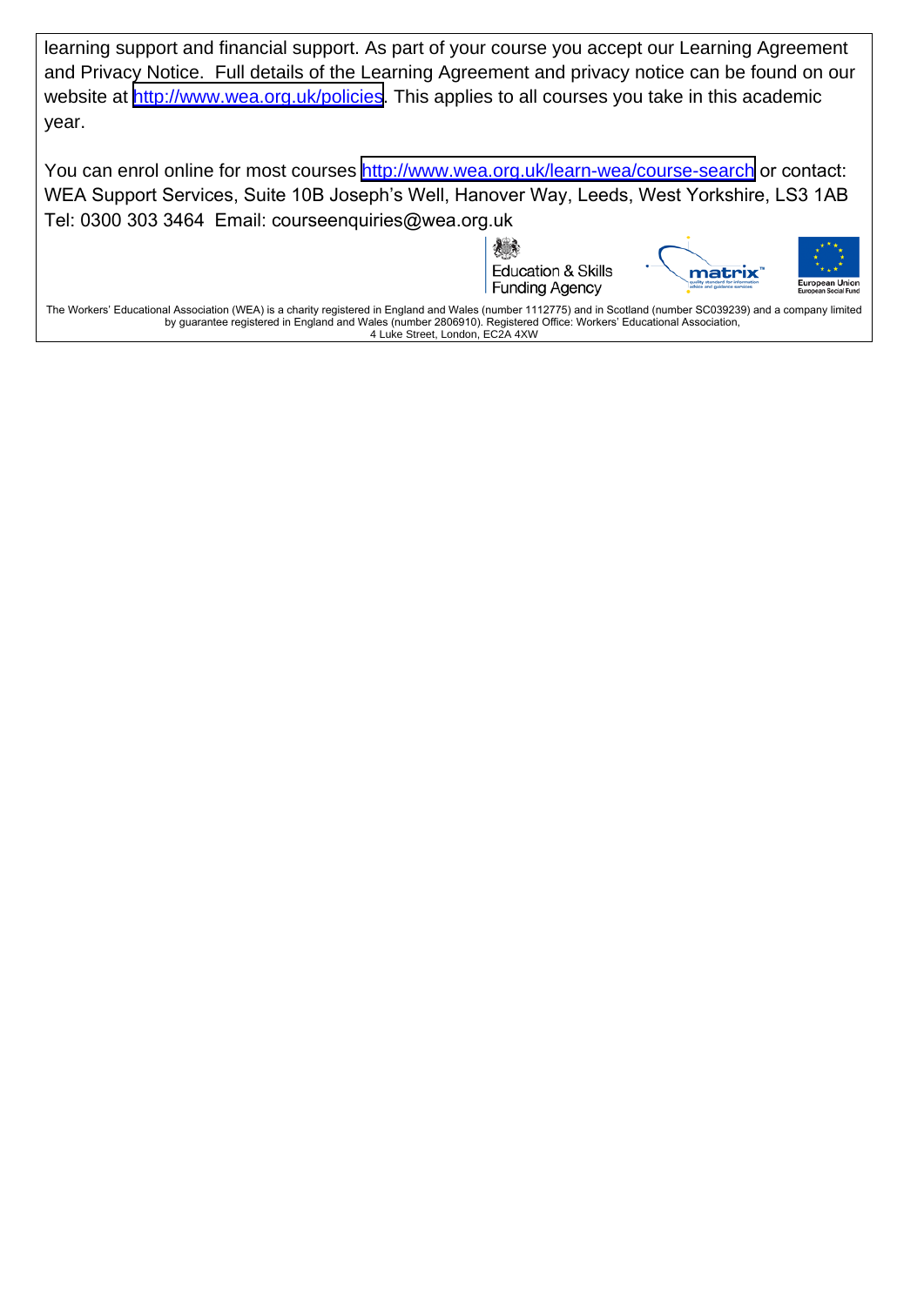learning support and financial support. As part of your course you accept our Learning Agreement and Privacy Notice. Full details of the Learning Agreement and privacy notice can be found on our website at http://www.wea.org.uk/policies. This applies to all courses you take in this academic year.

You can enrol online for most courses http://www.wea.org.uk/learn-wea/course-search or contact: WEA Support Services, Suite 10B Joseph's Well, Hanover Way, Leeds, West Yorkshire, LS3 1AB Tel: 0300 303 3464 Email: courseenquiries@wea.org.uk

Education & Skills Funding Agency

matrix

European Union European Social Fund

The Workers' Educational Association (WEA) is a charity registered in England and Wales (number 1112775) and in Scotland (number SC039239) and a company limited by guarantee registered in England and Wales (number 2806910). Registered Office: Workers' Educational Association, 4 Luke Street, London, EC2A 4XW